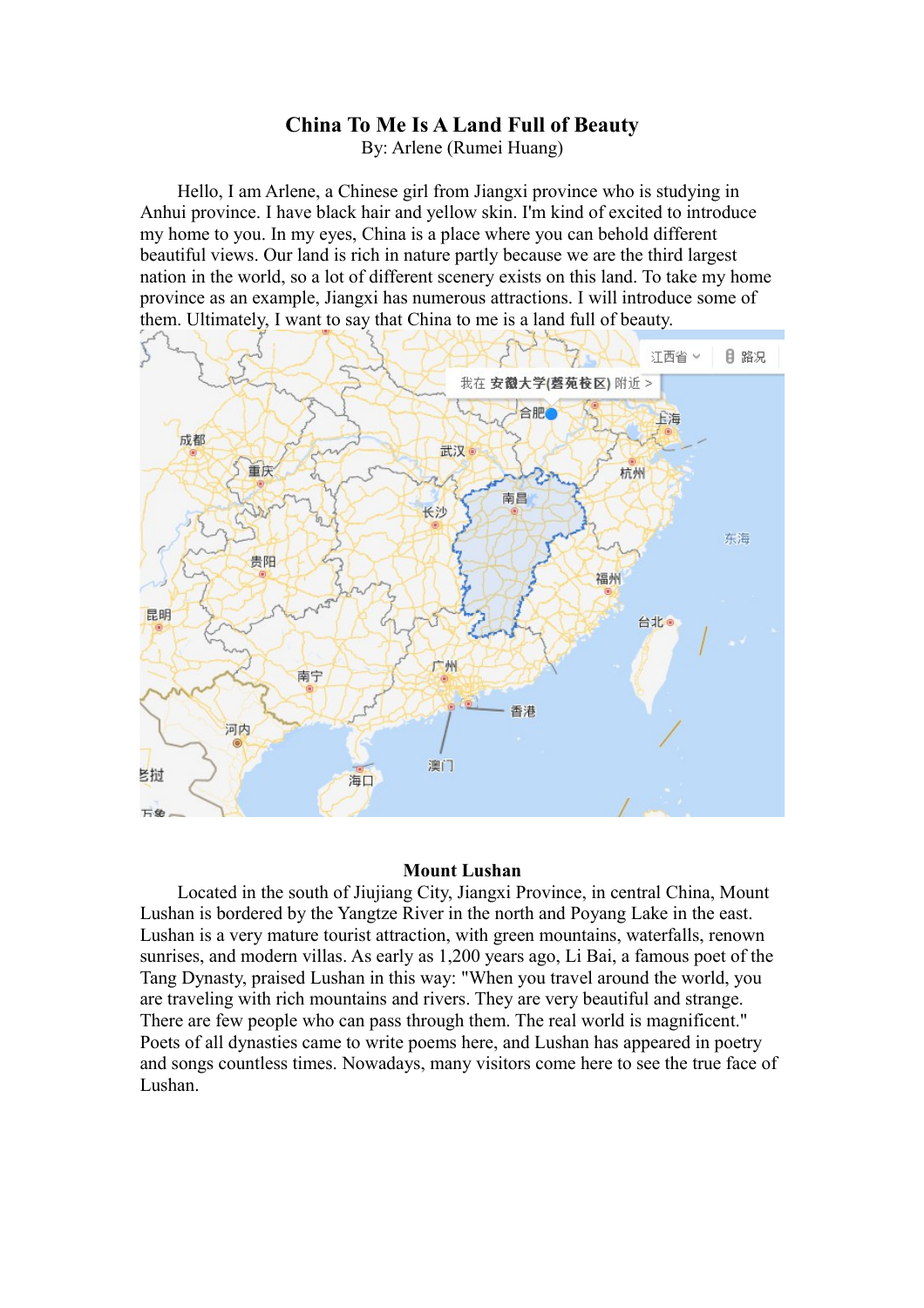# China To Me Is A Land Full of Beauty

By: Arlene (Rumei Huang)

Hello, I am Arlene, a Chinese girl from Jiangxi province who is studying in Anhui province. I have black hair and yellow skin. I'm kind of excited to introduce my home to you. In my eyes, China is a place where you can behold different beautiful views. Our land is rich in nature partly because we are the third largest nation in the world, so a lot of different scenery exists on this land. To take my home province as an example, Jiangxi has numerous attractions. I will introduce some of them. Ultimately, I want to say that China to me is a land full of beauty.

## Mount Lushan

Located in the south of Jiujiang City, Jiangxi Province, in central China, Mount Lushan is bordered by the Yangtze River in the north and Poyang Lake in the east. Lushan is a very mature tourist attraction, with green mountains, waterfalls, renown sunrises, and modern villas. As early as 1,200 years ago, Li Bai, a famous poet of the Tang Dynasty, praised Lushan in this way: "When you travel around the world, you are traveling with rich mountains and rivers. They are very beautiful and strange. There are few people who can pass through them. The real world is magnificent." Poets of all dynasties came to write poems here, and Lushan has appeared in poetry and songs countless times. Nowadays, many visitors come here to see the true face of Lushan.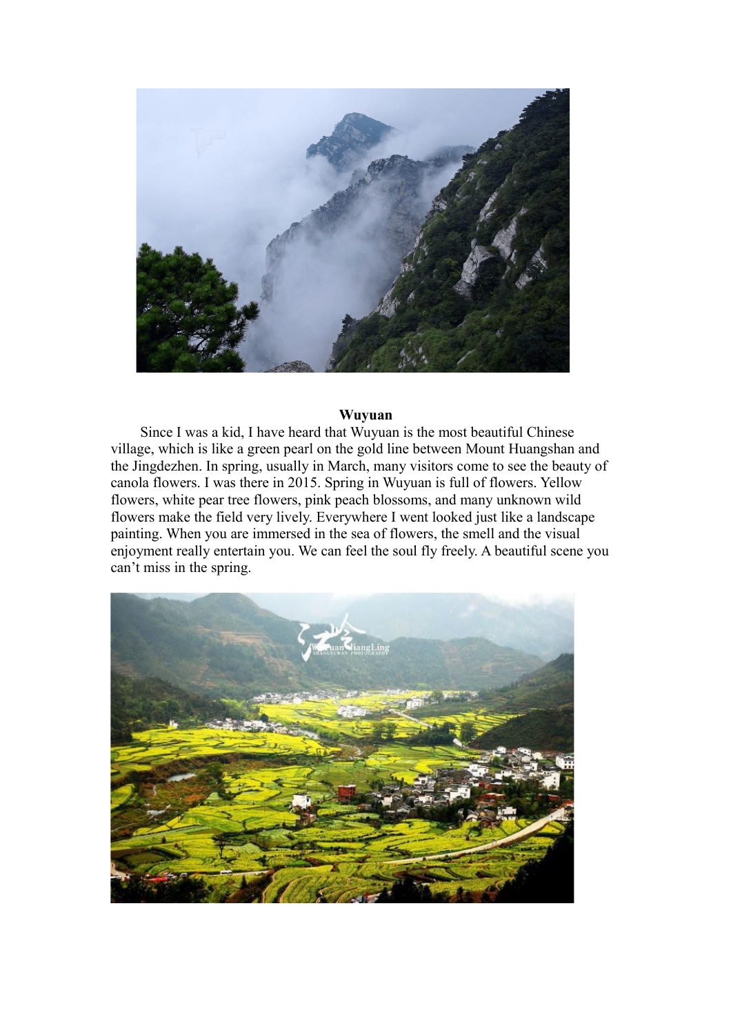**Wuyuan**

Since I was a kid, I have heard that Wuyuan is the most beautiful Chinese village, which is like a green pearl on the gold line between Mount Huangshan and the Jingdezhen. In spring, usually in March, many visitors come to see the beauty of canola flowers. I was there in 2015. Spring in Wuyuan is full of flowers. Yellow flowers, white pear tree flowers, pink peach blossoms, and many unknown wild flowers make the field very lively. Everywhere I went looked just like a landscape painting. When you are immersed in the sea of flowers, the smell and the visual enjoyment really entertain you. We can feel the soul fly freely. A beautiful scene you can't miss in the spring.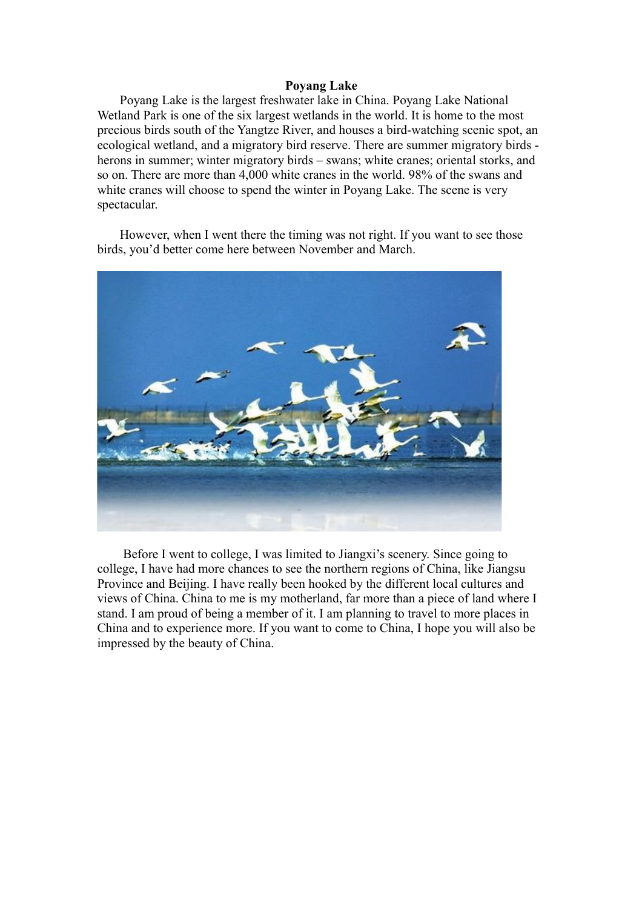**Poyang Lake**

Poyang Lake is the largest freshwater lake in China. Poyang Lake National Wetland Park is one of the six largest wetlands in the world. It is home to the most precious birds south of the Yangtze River, and houses a bird-watching scenic spot, an ecological wetland, and a migratory bird reserve. There are summer migratory birds - herons in summer; winter migratory birds – swans; white cranes; oriental storks, and so on. There are more than 4,000 white cranes in the world. 98% of the swans and white cranes will choose to spend the winter in Poyang Lake. The scene is very spectacular.

However, when I went there the timing was not right. If you want to see those birds, you'd better come here between November and March.

Before I went to college, I was limited to Jiangxi's scenery. Since going to college, I have had more chances to see the northern regions of China, like Jiangsu Province and Beijing. I have really been hooked by the different local cultures and views of China. China to me is my motherland, far more than a piece of land where I stand. I am proud of being a member of it. I am planning to travel to more places in China and to experience more. If you want to come to China, I hope you will also be impressed by the beauty of China.